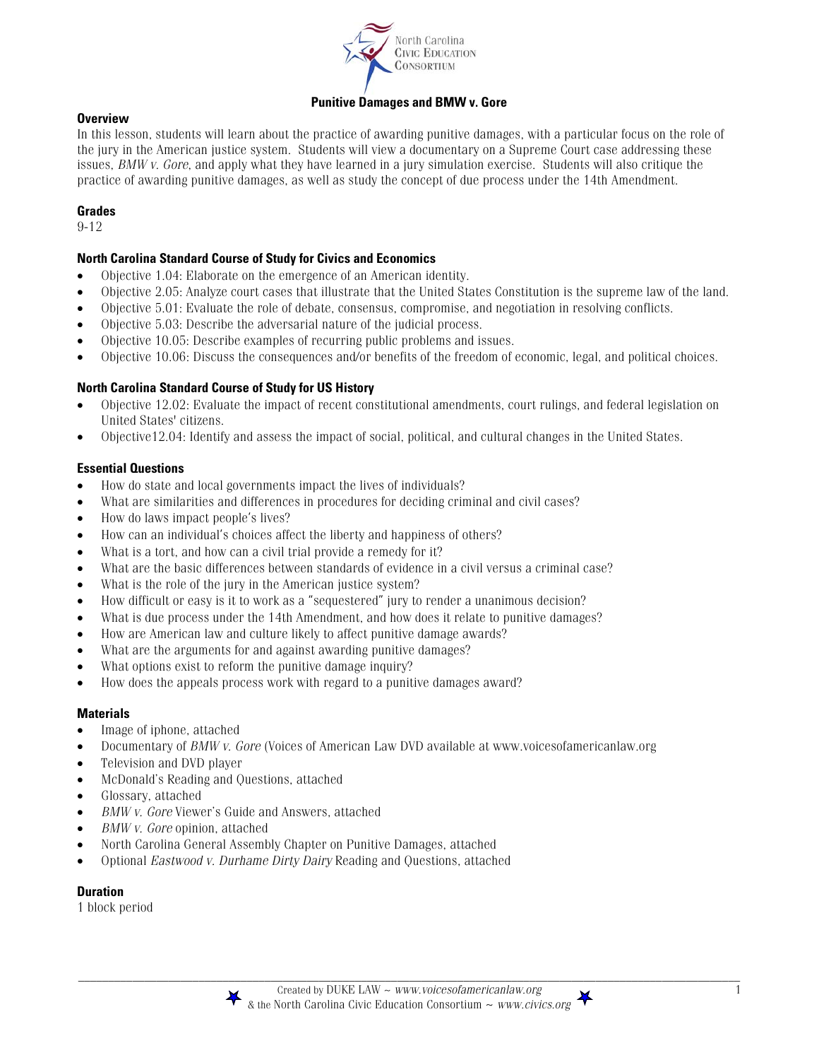# Punitive Damages and BMW v. Gore

## Overview

In this lesson, students will learn about the practice of awarding punitive damages, with a particular focus on the role of the jury in the American justice system. Students will view a documentary on a Supreme Court case addressing these issues, *BMW v. Gore*, and apply what they have learned in a jury simulation exercise. Students will also critique the practice of awarding punitive damages, as well as study the concept of due process under the 14th Amendment.

## Grades

9-12

## North Carolina Standard Course of Study for Civics and Economics

- Objective 1.04: Elaborate on the emergence of an American identity.
- Objective 2.05: Analyze court cases that illustrate that the United States Constitution is the supreme law of the land.
- Objective 5.01: Evaluate the role of debate, consensus, compromise, and negotiation in resolving conflicts.
- Objective 5.03: Describe the adversarial nature of the judicial process.
- Objective 10.05: Describe examples of recurring public problems and issues.
- Objective 10.06: Discuss the consequences and/or benefits of the freedom of economic, legal, and political choices.

## North Carolina Standard Course of Study for US History

- Objective 12.02: Evaluate the impact of recent constitutional amendments, court rulings, and federal legislation on United States' citizens.
- Objective12.04: Identify and assess the impact of social, political, and cultural changes in the United States.

## Essential Questions

- How do state and local governments impact the lives of individuals?
- What are similarities and differences in procedures for deciding criminal and civil cases?
- How do laws impact people's lives?
- How can an individual's choices affect the liberty and happiness of others?
- What is a tort, and how can a civil trial provide a remedy for it?
- What are the basic differences between standards of evidence in a civil versus a criminal case?
- What is the role of the jury in the American justice system?
- How difficult or easy is it to work as a "sequestered" jury to render a unanimous decision?
- What is due process under the 14th Amendment, and how does it relate to punitive damages?
- How are American law and culture likely to affect punitive damage awards?
- What are the arguments for and against awarding punitive damages?
- What options exist to reform the punitive damage inquiry?
- How does the appeals process work with regard to a punitive damages award?

## Materials

- Image of iphone, attached
- Documentary of *BMW v. Gore* (Voices of American Law DVD available at www.voicesofamericanlaw.org
- Television and DVD player
- McDonald's Reading and Questions, attached
- Glossary, attached
- *BMW v. Gore* Viewer's Guide and Answers, attached
- *BMW v. Gore* opinion, attached
- North Carolina General Assembly Chapter on Punitive Damages, attached
- Optional *Eastwood v. Durhame Dirty Dairy* Reading and Questions, attached

## Duration

1 block period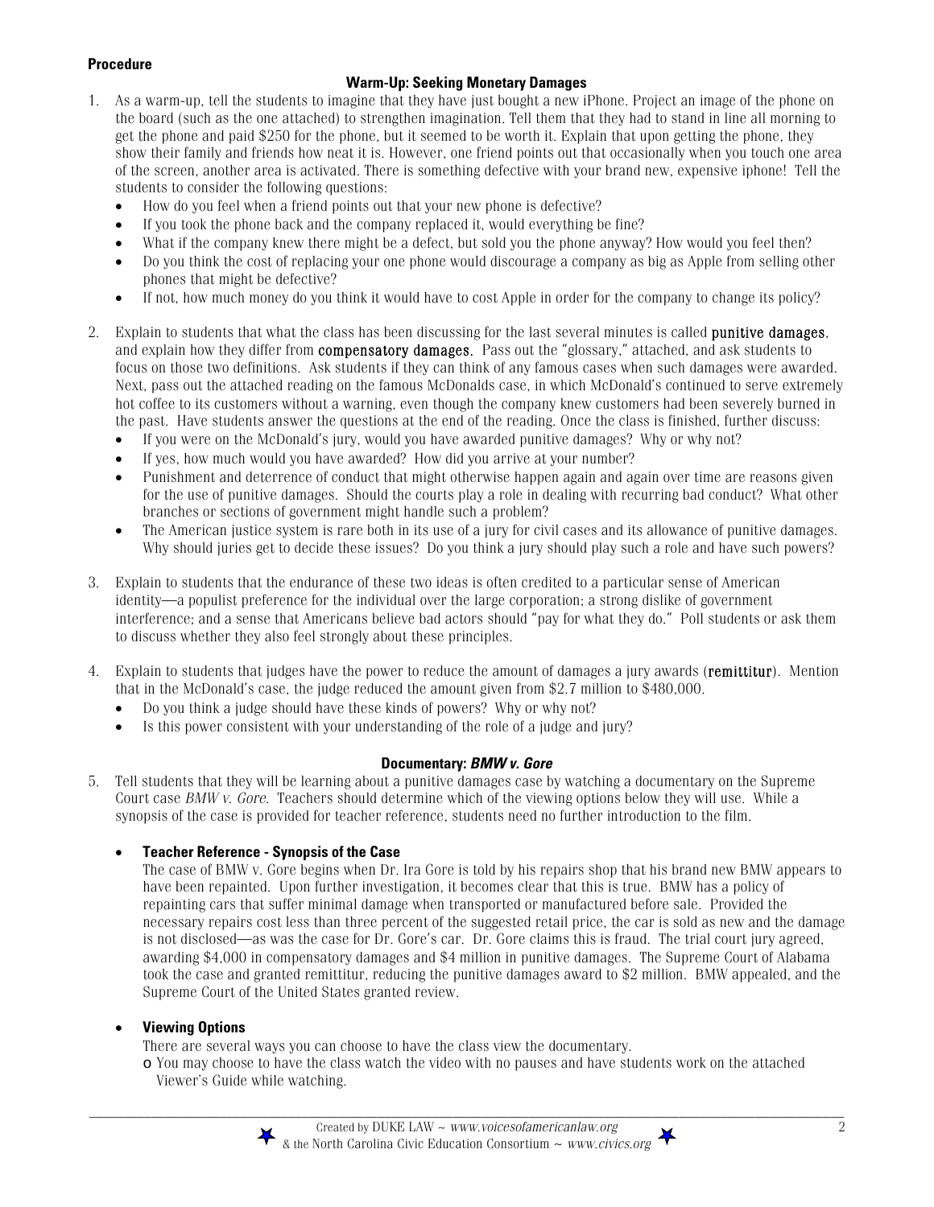**Procedure**

**Warm-Up: Seeking Monetary Damages**

1. As a warm-up, tell the students to imagine that they have just bought a new iPhone. Project an image of the phone on the board (such as the one attached) to strengthen imagination. Tell them that they had to stand in line all morning to get the phone and paid $250 for the phone, but it seemed to be worth it. Explain that upon getting the phone, they show their family and friends how neat it is. However, one friend points out that occasionally when you touch one area of the screen, another area is activated. There is something defective with your brand new, expensive iphone! Tell the students to consider the following questions:
   - How do you feel when a friend points out that your new phone is defective?
   - If you took the phone back and the company replaced it, would everything be fine?
   - What if the company knew there might be a defect, but sold you the phone anyway? How would you feel then?
   - Do you think the cost of replacing your one phone would discourage a company as big as Apple from selling other phones that might be defective?
   - If not, how much money do you think it would have to cost Apple in order for the company to change its policy?

2. Explain to students that what the class has been discussing for the last several minutes is called **punitive damages**, and explain how they differ from **compensatory damages**. Pass out the "glossary," attached, and ask students to focus on those two definitions. Ask students if they can think of any famous cases when such damages were awarded. Next, pass out the attached reading on the famous McDonalds case, in which McDonald's continued to serve extremely hot coffee to its customers without a warning, even though the company knew customers had been severely burned in the past. Have students answer the questions at the end of the reading. Once the class is finished, further discuss:
   - If you were on the McDonald's jury, would you have awarded punitive damages? Why or why not?
   - If yes, how much would you have awarded? How did you arrive at your number?
   - Punishment and deterrence of conduct that might otherwise happen again and again over time are reasons given for the use of punitive damages. Should the courts play a role in dealing with recurring bad conduct? What other branches or sections of government might handle such a problem?
   - The American justice system is rare both in its use of a jury for civil cases and its allowance of punitive damages. Why should juries get to decide these issues? Do you think a jury should play such a role and have such powers?

3. Explain to students that the endurance of these two ideas is often credited to a particular sense of American identity—a populist preference for the individual over the large corporation; a strong dislike of government interference; and a sense that Americans believe bad actors should "pay for what they do." Poll students or ask them to discuss whether they also feel strongly about these principles.

4. Explain to students that judges have the power to reduce the amount of damages a jury awards (**remittitur**). Mention that in the McDonald's case, the judge reduced the amount given from $2.7 million to $480,000.
   - Do you think a judge should have these kinds of powers? Why or why not?
   - Is this power consistent with your understanding of the role of a judge and jury?

**Documentary: *BMW v. Gore***

5. Tell students that they will be learning about a punitive damages case by watching a documentary on the Supreme Court case *BMW v. Gore*. Teachers should determine which of the viewing options below they will use. While a synopsis of the case is provided for teacher reference, students need no further introduction to the film.

   - **Teacher Reference - Synopsis of the Case**

     The case of BMW v. Gore begins when Dr. Ira Gore is told by his repairs shop that his brand new BMW appears to have been repainted. Upon further investigation, it becomes clear that this is true. BMW has a policy of repainting cars that suffer minimal damage when transported or manufactured before sale. Provided the necessary repairs cost less than three percent of the suggested retail price, the car is sold as new and the damage is not disclosed—as was the case for Dr. Gore's car. Dr. Gore claims this is fraud. The trial court jury agreed, awarding $4,000 in compensatory damages and $4 million in punitive damages. The Supreme Court of Alabama took the case and granted remittitur, reducing the punitive damages award to $2 million. BMW appealed, and the Supreme Court of the United States granted review.

   - **Viewing Options**

     There are several ways you can choose to have the class view the documentary.

     - You may choose to have the class watch the video with no pauses and have students work on the attached Viewer's Guide while watching.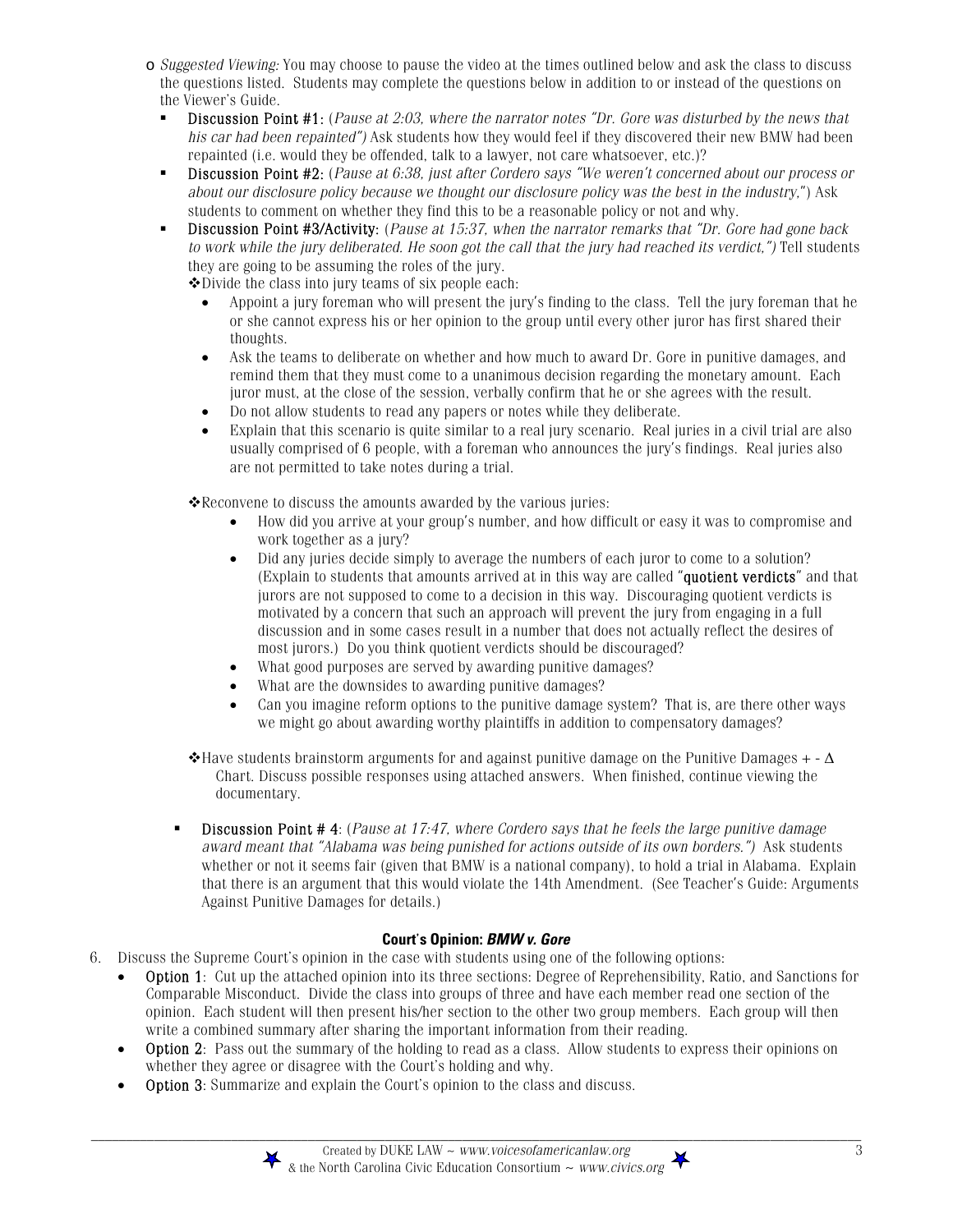- *Suggested Viewing:* You may choose to pause the video at the times outlined below and ask the class to discuss the questions listed. Students may complete the questions below in addition to or instead of the questions on the Viewer's Guide.
  - **Discussion Point #1:** (*Pause at 2:03, where the narrator notes "Dr. Gore was disturbed by the news that his car had been repainted")* Ask students how they would feel if they discovered their new BMW had been repainted (i.e. would they be offended, talk to a lawyer, not care whatsoever, etc.)?
  - **Discussion Point #2:** (*Pause at 6:38, just after Cordero says "We weren't concerned about our process or about our disclosure policy because we thought our disclosure policy was the best in the industry,"*) Ask students to comment on whether they find this to be a reasonable policy or not and why.
  - **Discussion Point #3/Activity:** (*Pause at 15:37, when the narrator remarks that "Dr. Gore had gone back to work while the jury deliberated. He soon got the call that the jury had reached its verdict,")* Tell students they are going to be assuming the roles of the jury.

    ❖Divide the class into jury teams of six people each:
    - Appoint a jury foreman who will present the jury's finding to the class. Tell the jury foreman that he or she cannot express his or her opinion to the group until every other juror has first shared their thoughts.
    - Ask the teams to deliberate on whether and how much to award Dr. Gore in punitive damages, and remind them that they must come to a unanimous decision regarding the monetary amount. Each juror must, at the close of the session, verbally confirm that he or she agrees with the result.
    - Do not allow students to read any papers or notes while they deliberate.
    - Explain that this scenario is quite similar to a real jury scenario. Real juries in a civil trial are also usually comprised of 6 people, with a foreman who announces the jury's findings. Real juries also are not permitted to take notes during a trial.

    ❖Reconvene to discuss the amounts awarded by the various juries:
    - How did you arrive at your group's number, and how difficult or easy it was to compromise and work together as a jury?
    - Did any juries decide simply to average the numbers of each juror to come to a solution? (Explain to students that amounts arrived at in this way are called "**quotient verdicts**" and that jurors are not supposed to come to a decision in this way. Discouraging quotient verdicts is motivated by a concern that such an approach will prevent the jury from engaging in a full discussion and in some cases result in a number that does not actually reflect the desires of most jurors.) Do you think quotient verdicts should be discouraged?
    - What good purposes are served by awarding punitive damages?
    - What are the downsides to awarding punitive damages?
    - Can you imagine reform options to the punitive damage system? That is, are there other ways we might go about awarding worthy plaintiffs in addition to compensatory damages?

    ❖Have students brainstorm arguments for and against punitive damage on the Punitive Damages + - Δ Chart. Discuss possible responses using attached answers. When finished, continue viewing the documentary.
  - **Discussion Point # 4**: (*Pause at 17:47, where Cordero says that he feels the large punitive damage award meant that "Alabama was being punished for actions outside of its own borders.")* Ask students whether or not it seems fair (given that BMW is a national company), to hold a trial in Alabama. Explain that there is an argument that this would violate the 14th Amendment. (See Teacher's Guide: Arguments Against Punitive Damages for details.)

**Court's Opinion: *BMW v. Gore***

6. Discuss the Supreme Court's opinion in the case with students using one of the following options:
   - **Option 1**: Cut up the attached opinion into its three sections: Degree of Reprehensibility, Ratio, and Sanctions for Comparable Misconduct. Divide the class into groups of three and have each member read one section of the opinion. Each student will then present his/her section to the other two group members. Each group will then write a combined summary after sharing the important information from their reading.
   - **Option 2**: Pass out the summary of the holding to read as a class. Allow students to express their opinions on whether they agree or disagree with the Court's holding and why.
   - **Option 3**: Summarize and explain the Court's opinion to the class and discuss.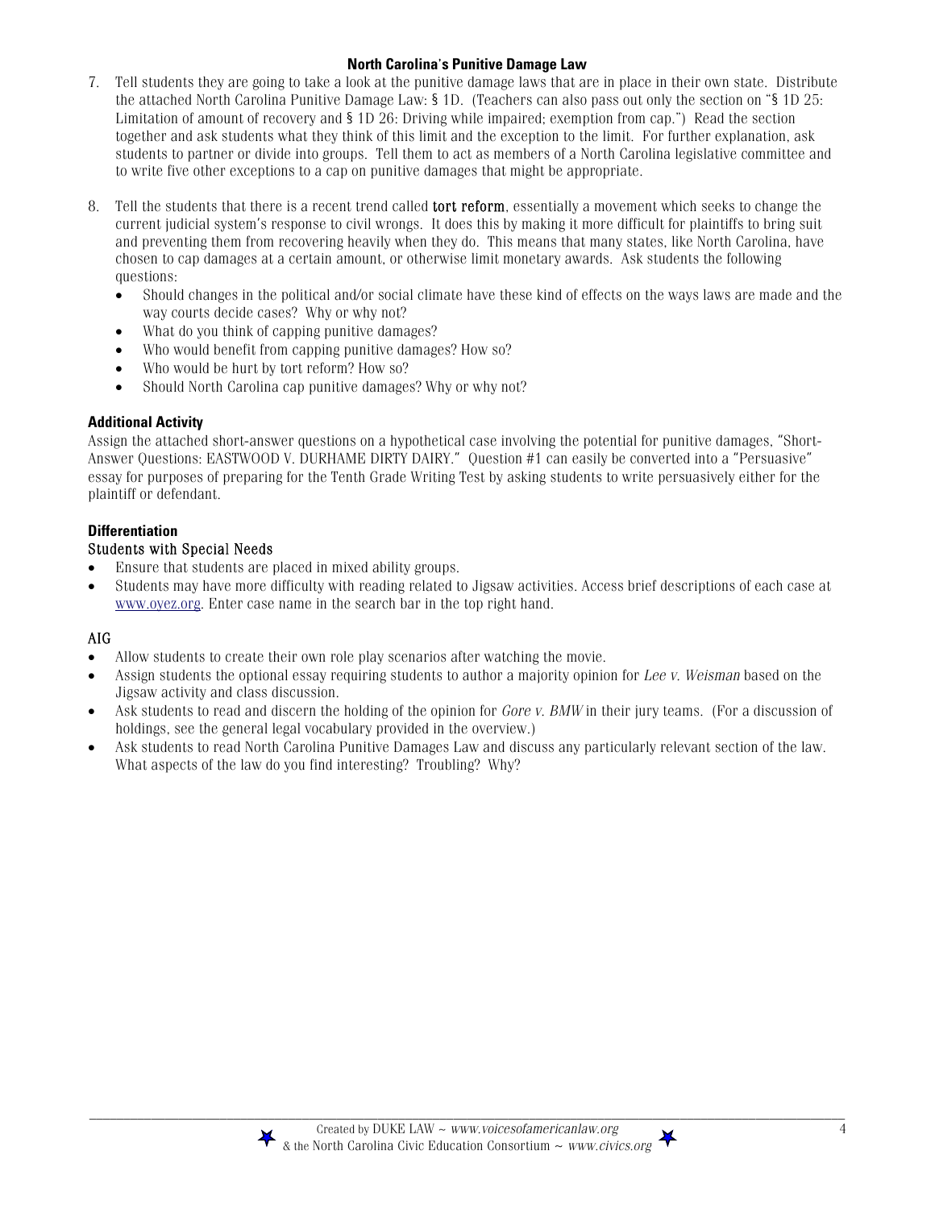### North Carolina's Punitive Damage Law

7. Tell students they are going to take a look at the punitive damage laws that are in place in their own state. Distribute the attached North Carolina Punitive Damage Law: § 1D. (Teachers can also pass out only the section on "§ 1D 25: Limitation of amount of recovery and § 1D 26: Driving while impaired; exemption from cap.") Read the section together and ask students what they think of this limit and the exception to the limit. For further explanation, ask students to partner or divide into groups. Tell them to act as members of a North Carolina legislative committee and to write five other exceptions to a cap on punitive damages that might be appropriate.

8. Tell the students that there is a recent trend called **tort reform**, essentially a movement which seeks to change the current judicial system's response to civil wrongs. It does this by making it more difficult for plaintiffs to bring suit and preventing them from recovering heavily when they do. This means that many states, like North Carolina, have chosen to cap damages at a certain amount, or otherwise limit monetary awards. Ask students the following questions:
   - Should changes in the political and/or social climate have these kind of effects on the ways laws are made and the way courts decide cases? Why or why not?
   - What do you think of capping punitive damages?
   - Who would benefit from capping punitive damages? How so?
   - Who would be hurt by tort reform? How so?
   - Should North Carolina cap punitive damages? Why or why not?

### Additional Activity

Assign the attached short-answer questions on a hypothetical case involving the potential for punitive damages, "Short-Answer Questions: EASTWOOD V. DURHAME DIRTY DAIRY." Question #1 can easily be converted into a "Persuasive" essay for purposes of preparing for the Tenth Grade Writing Test by asking students to write persuasively either for the plaintiff or defendant.

### Differentiation

#### Students with Special Needs

- Ensure that students are placed in mixed ability groups.
- Students may have more difficulty with reading related to Jigsaw activities. Access brief descriptions of each case at www.oyez.org. Enter case name in the search bar in the top right hand.

#### AIG

- Allow students to create their own role play scenarios after watching the movie.
- Assign students the optional essay requiring students to author a majority opinion for *Lee v. Weisman* based on the Jigsaw activity and class discussion.
- Ask students to read and discern the holding of the opinion for *Gore v. BMW* in their jury teams. (For a discussion of holdings, see the general legal vocabulary provided in the overview.)
- Ask students to read North Carolina Punitive Damages Law and discuss any particularly relevant section of the law. What aspects of the law do you find interesting? Troubling? Why?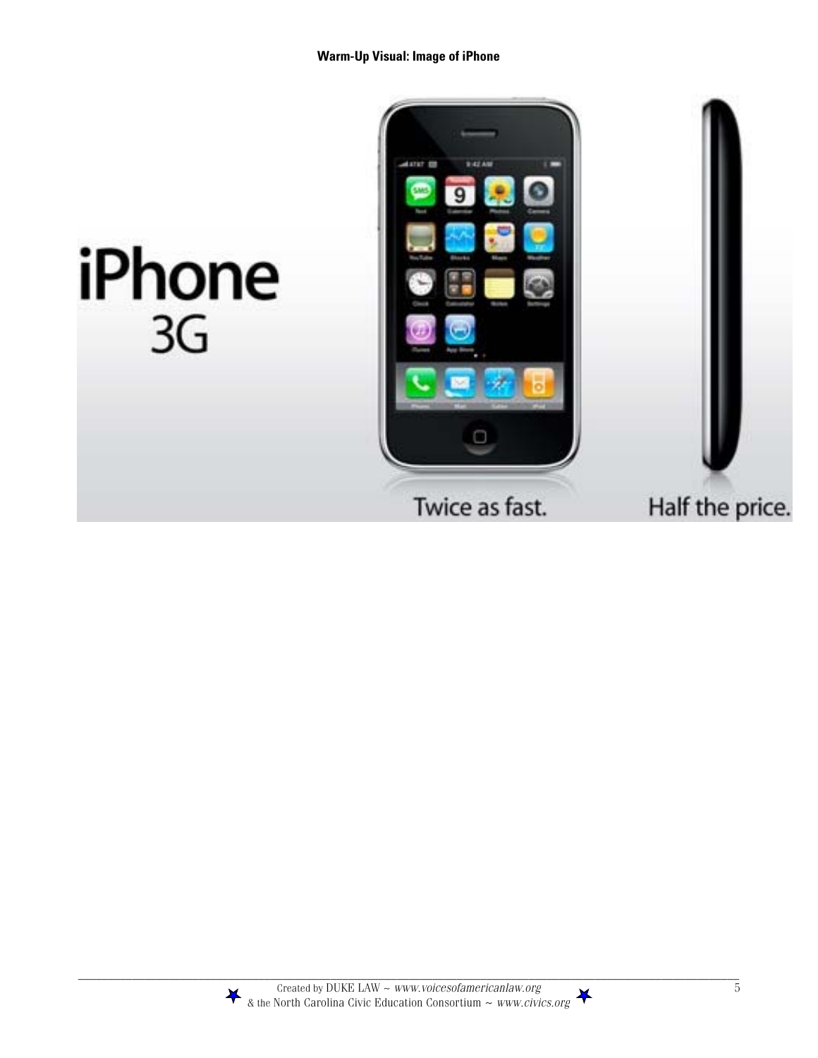**Warm-Up Visual: Image of iPhone**

iPhone 3G

Twice as fast.

Half the price.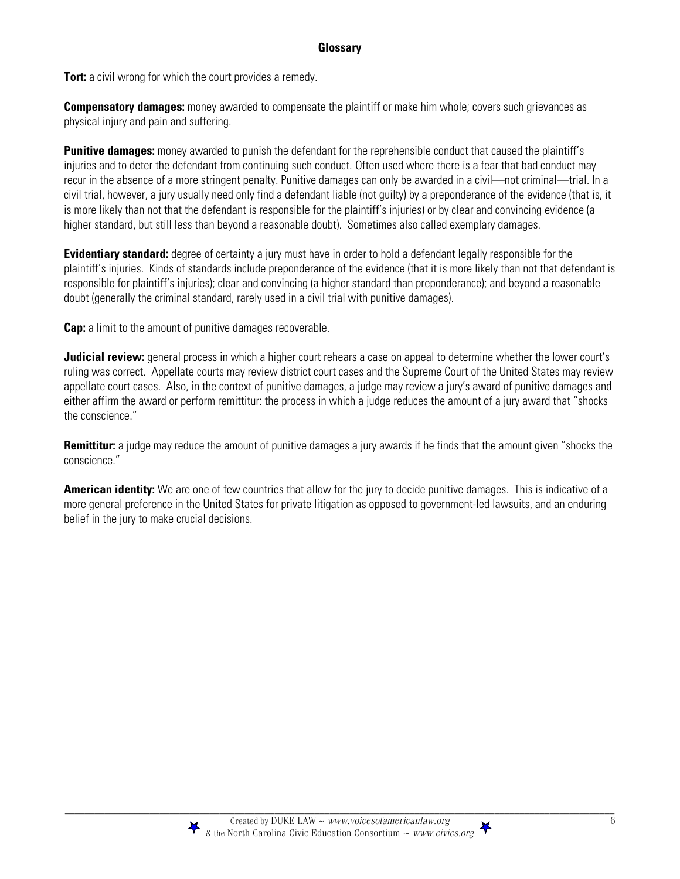## Glossary

**Tort:** a civil wrong for which the court provides a remedy.

**Compensatory damages:** money awarded to compensate the plaintiff or make him whole; covers such grievances as physical injury and pain and suffering.

**Punitive damages:** money awarded to punish the defendant for the reprehensible conduct that caused the plaintiff's injuries and to deter the defendant from continuing such conduct. Often used where there is a fear that bad conduct may recur in the absence of a more stringent penalty. Punitive damages can only be awarded in a civil—not criminal—trial. In a civil trial, however, a jury usually need only find a defendant liable (not guilty) by a preponderance of the evidence (that is, it is more likely than not that the defendant is responsible for the plaintiff's injuries) or by clear and convincing evidence (a higher standard, but still less than beyond a reasonable doubt). Sometimes also called exemplary damages.

**Evidentiary standard:** degree of certainty a jury must have in order to hold a defendant legally responsible for the plaintiff's injuries. Kinds of standards include preponderance of the evidence (that it is more likely than not that defendant is responsible for plaintiff's injuries); clear and convincing (a higher standard than preponderance); and beyond a reasonable doubt (generally the criminal standard, rarely used in a civil trial with punitive damages).

**Cap:** a limit to the amount of punitive damages recoverable.

**Judicial review:** general process in which a higher court rehears a case on appeal to determine whether the lower court's ruling was correct. Appellate courts may review district court cases and the Supreme Court of the United States may review appellate court cases. Also, in the context of punitive damages, a judge may review a jury's award of punitive damages and either affirm the award or perform remittitur: the process in which a judge reduces the amount of a jury award that "shocks the conscience."

**Remittitur:** a judge may reduce the amount of punitive damages a jury awards if he finds that the amount given "shocks the conscience."

**American identity:** We are one of few countries that allow for the jury to decide punitive damages. This is indicative of a more general preference in the United States for private litigation as opposed to government-led lawsuits, and an enduring belief in the jury to make crucial decisions.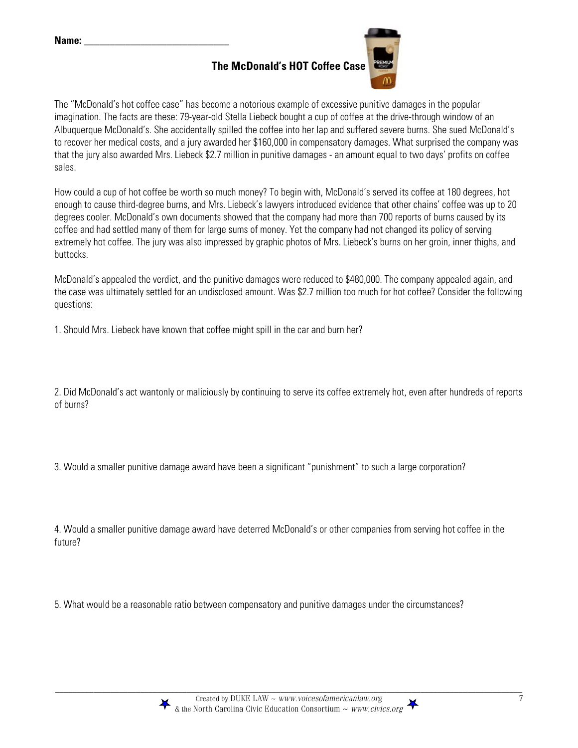**Name:** ______________________________

## The McDonald's HOT Coffee Case

The "McDonald's hot coffee case" has become a notorious example of excessive punitive damages in the popular imagination. The facts are these: 79-year-old Stella Liebeck bought a cup of coffee at the drive-through window of an Albuquerque McDonald's. She accidentally spilled the coffee into her lap and suffered severe burns. She sued McDonald's to recover her medical costs, and a jury awarded her $160,000 in compensatory damages. What surprised the company was that the jury also awarded Mrs. Liebeck $2.7 million in punitive damages - an amount equal to two days' profits on coffee sales.

How could a cup of hot coffee be worth so much money? To begin with, McDonald's served its coffee at 180 degrees, hot enough to cause third-degree burns, and Mrs. Liebeck's lawyers introduced evidence that other chains' coffee was up to 20 degrees cooler. McDonald's own documents showed that the company had more than 700 reports of burns caused by its coffee and had settled many of them for large sums of money. Yet the company had not changed its policy of serving extremely hot coffee. The jury was also impressed by graphic photos of Mrs. Liebeck's burns on her groin, inner thighs, and buttocks.

McDonald's appealed the verdict, and the punitive damages were reduced to $480,000. The company appealed again, and the case was ultimately settled for an undisclosed amount. Was $2.7 million too much for hot coffee? Consider the following questions:

1. Should Mrs. Liebeck have known that coffee might spill in the car and burn her?

2. Did McDonald's act wantonly or maliciously by continuing to serve its coffee extremely hot, even after hundreds of reports of burns?

3. Would a smaller punitive damage award have been a significant "punishment" to such a large corporation?

4. Would a smaller punitive damage award have deterred McDonald's or other companies from serving hot coffee in the future?

5. What would be a reasonable ratio between compensatory and punitive damages under the circumstances?

Created by DUKE LAW ~ *www.voicesofamericanlaw.org*
& the North Carolina Civic Education Consortium ~ *www.civics.org*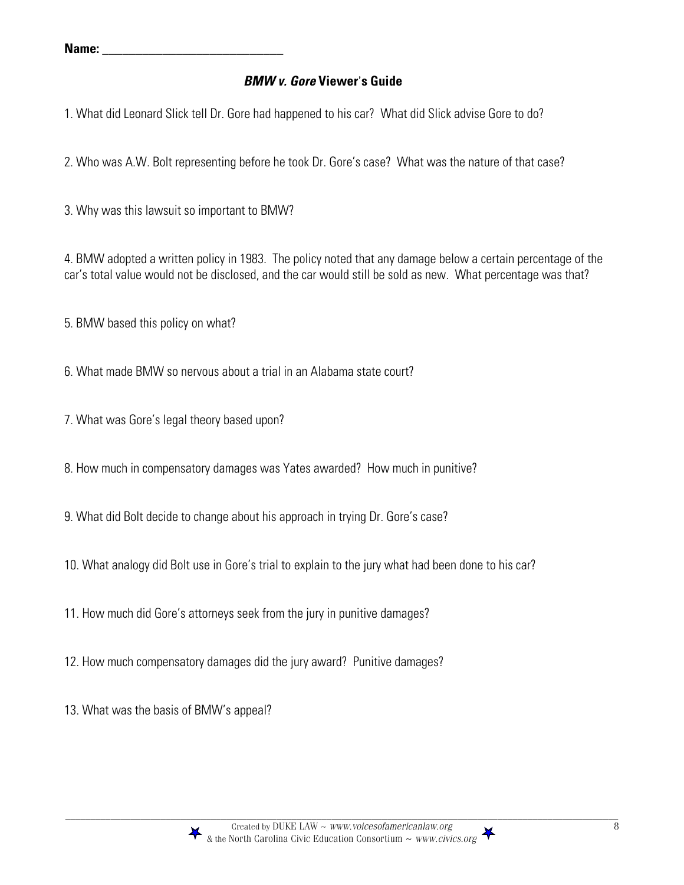Name: ______________________________

## *BMW v. Gore* Viewer's Guide

1. What did Leonard Slick tell Dr. Gore had happened to his car? What did Slick advise Gore to do?

2. Who was A.W. Bolt representing before he took Dr. Gore's case? What was the nature of that case?

3. Why was this lawsuit so important to BMW?

4. BMW adopted a written policy in 1983. The policy noted that any damage below a certain percentage of the car's total value would not be disclosed, and the car would still be sold as new. What percentage was that?

5. BMW based this policy on what?

6. What made BMW so nervous about a trial in an Alabama state court?

7. What was Gore's legal theory based upon?

8. How much in compensatory damages was Yates awarded? How much in punitive?

9. What did Bolt decide to change about his approach in trying Dr. Gore's case?

10. What analogy did Bolt use in Gore's trial to explain to the jury what had been done to his car?

11. How much did Gore's attorneys seek from the jury in punitive damages?

12. How much compensatory damages did the jury award? Punitive damages?

13. What was the basis of BMW's appeal?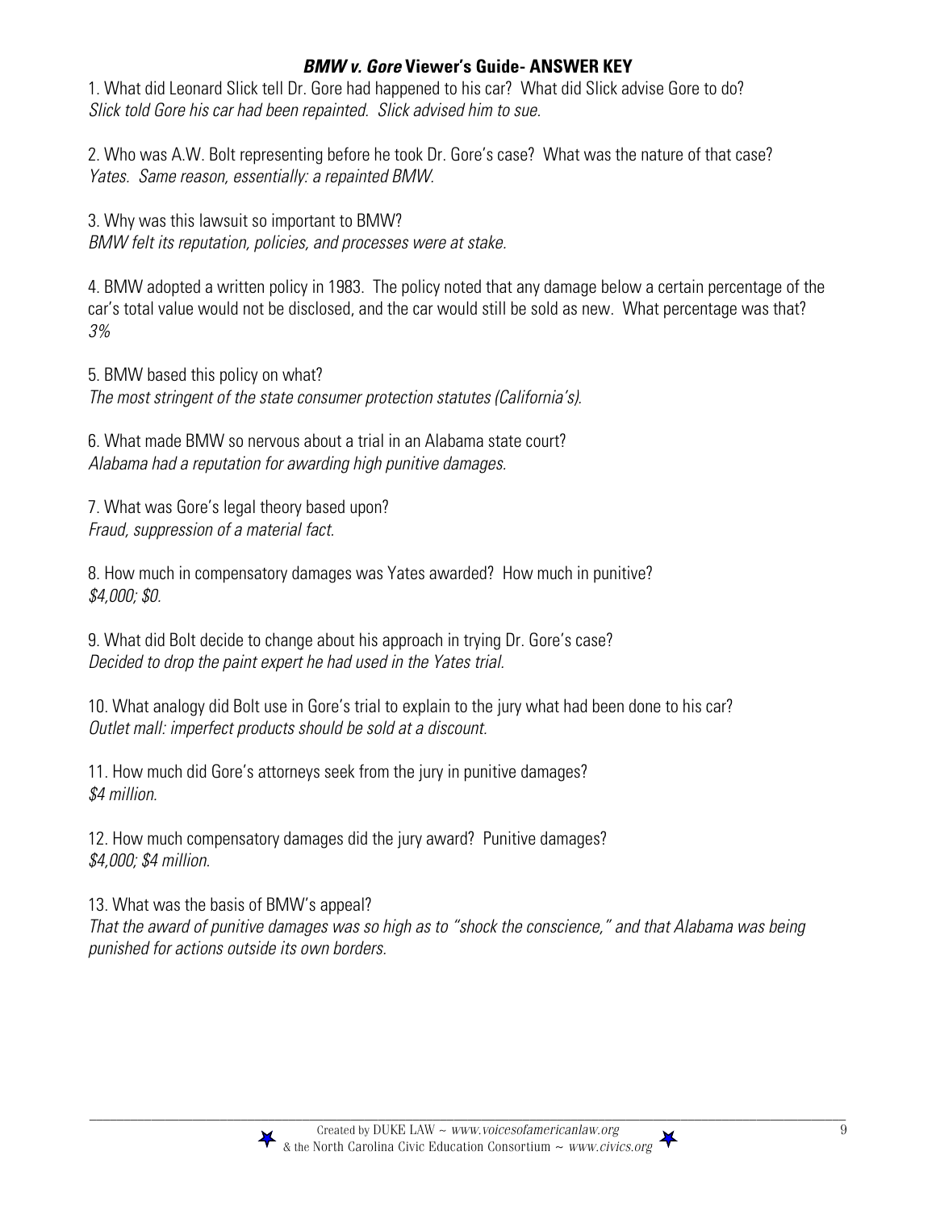## ***BMW v. Gore*** **Viewer's Guide- ANSWER KEY**

1. What did Leonard Slick tell Dr. Gore had happened to his car? What did Slick advise Gore to do?
*Slick told Gore his car had been repainted. Slick advised him to sue.*

2. Who was A.W. Bolt representing before he took Dr. Gore's case? What was the nature of that case?
*Yates. Same reason, essentially: a repainted BMW.*

3. Why was this lawsuit so important to BMW?
*BMW felt its reputation, policies, and processes were at stake.*

4. BMW adopted a written policy in 1983. The policy noted that any damage below a certain percentage of the car's total value would not be disclosed, and the car would still be sold as new. What percentage was that?
*3%*

5. BMW based this policy on what?
*The most stringent of the state consumer protection statutes (California's).*

6. What made BMW so nervous about a trial in an Alabama state court?
*Alabama had a reputation for awarding high punitive damages.*

7. What was Gore's legal theory based upon?
*Fraud, suppression of a material fact.*

8. How much in compensatory damages was Yates awarded? How much in punitive?
*$4,000; $0.*

9. What did Bolt decide to change about his approach in trying Dr. Gore's case?
*Decided to drop the paint expert he had used in the Yates trial.*

10. What analogy did Bolt use in Gore's trial to explain to the jury what had been done to his car?
*Outlet mall: imperfect products should be sold at a discount.*

11. How much did Gore's attorneys seek from the jury in punitive damages?
*$4 million.*

12. How much compensatory damages did the jury award? Punitive damages?
*$4,000; $4 million.*

13. What was the basis of BMW's appeal?
*That the award of punitive damages was so high as to "shock the conscience," and that Alabama was being punished for actions outside its own borders.*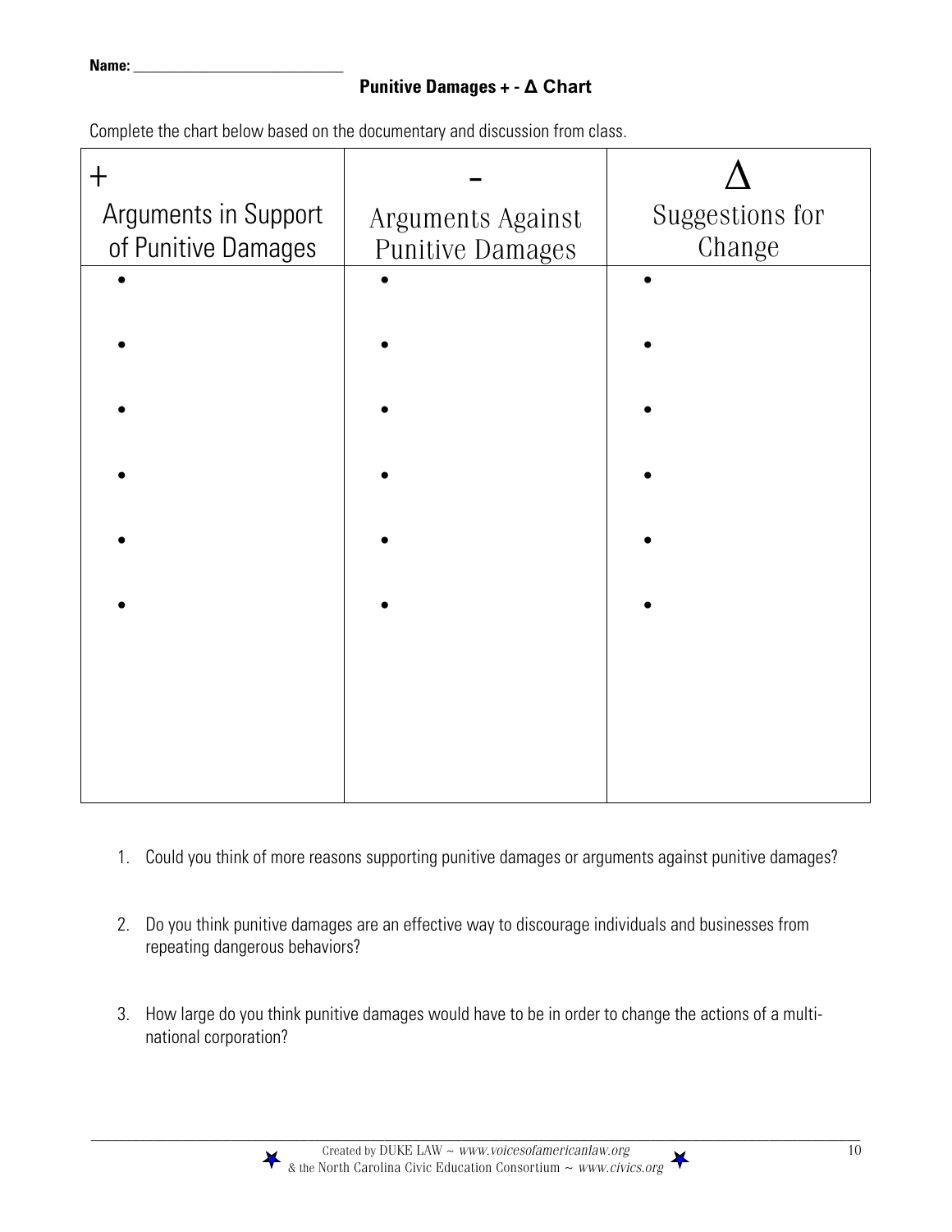Name: ___________________________

## Punitive Damages + - Δ Chart

Complete the chart below based on the documentary and discussion from class.

| + Arguments in Support of Punitive Damages | – Arguments Against Punitive Damages | Δ Suggestions for Change |
|---|---|---|
| • | • | • |
| • | • | • |
| • | • | • |
| • | • | • |
| • | • | • |
| • | • | • |

1. Could you think of more reasons supporting punitive damages or arguments against punitive damages?

2. Do you think punitive damages are an effective way to discourage individuals and businesses from repeating dangerous behaviors?

3. How large do you think punitive damages would have to be in order to change the actions of a multi-national corporation?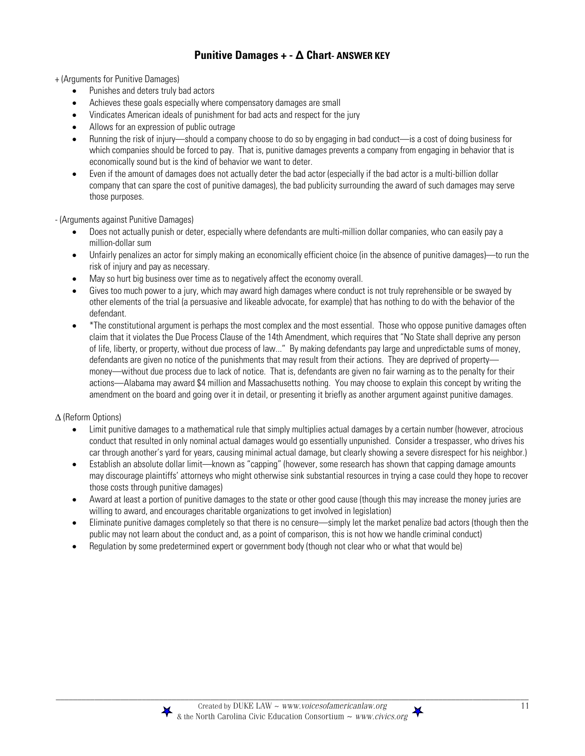# Punitive Damages + - Δ Chart- ANSWER KEY

+ (Arguments for Punitive Damages)

- Punishes and deters truly bad actors
- Achieves these goals especially where compensatory damages are small
- Vindicates American ideals of punishment for bad acts and respect for the jury
- Allows for an expression of public outrage
- Running the risk of injury—should a company choose to do so by engaging in bad conduct—is a cost of doing business for which companies should be forced to pay. That is, punitive damages prevents a company from engaging in behavior that is economically sound but is the kind of behavior we want to deter.
- Even if the amount of damages does not actually deter the bad actor (especially if the bad actor is a multi-billion dollar company that can spare the cost of punitive damages), the bad publicity surrounding the award of such damages may serve those purposes.

- (Arguments against Punitive Damages)

- Does not actually punish or deter, especially where defendants are multi-million dollar companies, who can easily pay a million-dollar sum
- Unfairly penalizes an actor for simply making an economically efficient choice (in the absence of punitive damages)—to run the risk of injury and pay as necessary.
- May so hurt big business over time as to negatively affect the economy overall.
- Gives too much power to a jury, which may award high damages where conduct is not truly reprehensible or be swayed by other elements of the trial (a persuasive and likeable advocate, for example) that has nothing to do with the behavior of the defendant.
- *The constitutional argument is perhaps the most complex and the most essential. Those who oppose punitive damages often claim that it violates the Due Process Clause of the 14th Amendment, which requires that "No State shall deprive any person of life, liberty, or property, without due process of law..." By making defendants pay large and unpredictable sums of money, defendants are given no notice of the punishments that may result from their actions. They are deprived of property—money—without due process due to lack of notice. That is, defendants are given no fair warning as to the penalty for their actions—Alabama may award $4 million and Massachusetts nothing. You may choose to explain this concept by writing the amendment on the board and going over it in detail, or presenting it briefly as another argument against punitive damages.

Δ (Reform Options)

- Limit punitive damages to a mathematical rule that simply multiplies actual damages by a certain number (however, atrocious conduct that resulted in only nominal actual damages would go essentially unpunished. Consider a trespasser, who drives his car through another's yard for years, causing minimal actual damage, but clearly showing a severe disrespect for his neighbor.)
- Establish an absolute dollar limit—known as "capping" (however, some research has shown that capping damage amounts may discourage plaintiffs' attorneys who might otherwise sink substantial resources in trying a case could they hope to recover those costs through punitive damages)
- Award at least a portion of punitive damages to the state or other good cause (though this may increase the money juries are willing to award, and encourages charitable organizations to get involved in legislation)
- Eliminate punitive damages completely so that there is no censure—simply let the market penalize bad actors (though then the public may not learn about the conduct and, as a point of comparison, this is not how we handle criminal conduct)
- Regulation by some predetermined expert or government body (though not clear who or what that would be)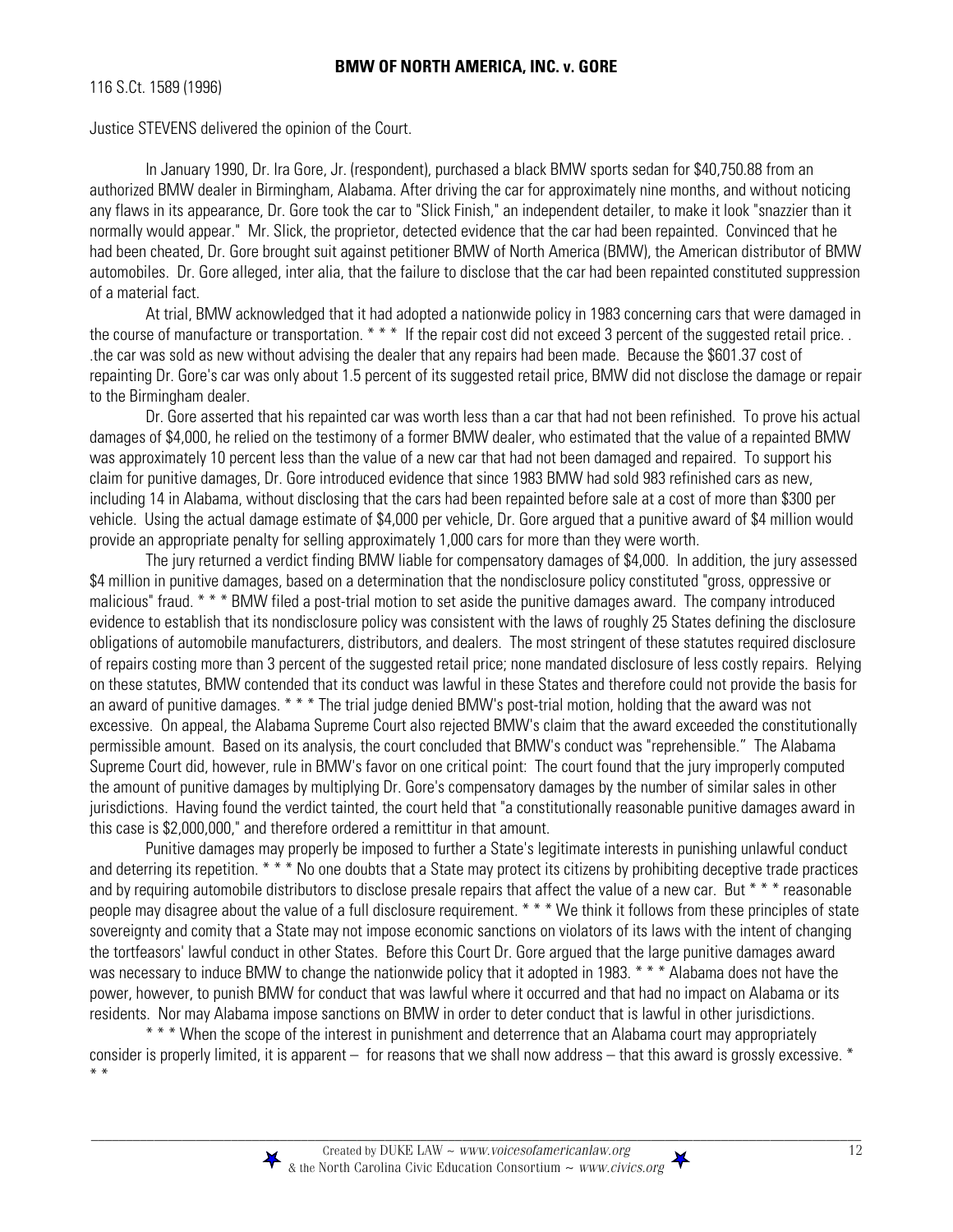## BMW OF NORTH AMERICA, INC. v. GORE

116 S.Ct. 1589 (1996)

Justice STEVENS delivered the opinion of the Court.

In January 1990, Dr. Ira Gore, Jr. (respondent), purchased a black BMW sports sedan for $40,750.88 from an authorized BMW dealer in Birmingham, Alabama. After driving the car for approximately nine months, and without noticing any flaws in its appearance, Dr. Gore took the car to "Slick Finish," an independent detailer, to make it look "snazzier than it normally would appear." Mr. Slick, the proprietor, detected evidence that the car had been repainted. Convinced that he had been cheated, Dr. Gore brought suit against petitioner BMW of North America (BMW), the American distributor of BMW automobiles. Dr. Gore alleged, inter alia, that the failure to disclose that the car had been repainted constituted suppression of a material fact.

At trial, BMW acknowledged that it had adopted a nationwide policy in 1983 concerning cars that were damaged in the course of manufacture or transportation. * * * If the repair cost did not exceed 3 percent of the suggested retail price. . .the car was sold as new without advising the dealer that any repairs had been made. Because the $601.37 cost of repainting Dr. Gore's car was only about 1.5 percent of its suggested retail price, BMW did not disclose the damage or repair to the Birmingham dealer.

Dr. Gore asserted that his repainted car was worth less than a car that had not been refinished. To prove his actual damages of $4,000, he relied on the testimony of a former BMW dealer, who estimated that the value of a repainted BMW was approximately 10 percent less than the value of a new car that had not been damaged and repaired. To support his claim for punitive damages, Dr. Gore introduced evidence that since 1983 BMW had sold 983 refinished cars as new, including 14 in Alabama, without disclosing that the cars had been repainted before sale at a cost of more than $300 per vehicle. Using the actual damage estimate of $4,000 per vehicle, Dr. Gore argued that a punitive award of $4 million would provide an appropriate penalty for selling approximately 1,000 cars for more than they were worth.

The jury returned a verdict finding BMW liable for compensatory damages of $4,000. In addition, the jury assessed $4 million in punitive damages, based on a determination that the nondisclosure policy constituted "gross, oppressive or malicious" fraud. * * * BMW filed a post-trial motion to set aside the punitive damages award. The company introduced evidence to establish that its nondisclosure policy was consistent with the laws of roughly 25 States defining the disclosure obligations of automobile manufacturers, distributors, and dealers. The most stringent of these statutes required disclosure of repairs costing more than 3 percent of the suggested retail price; none mandated disclosure of less costly repairs. Relying on these statutes, BMW contended that its conduct was lawful in these States and therefore could not provide the basis for an award of punitive damages. * * * The trial judge denied BMW's post-trial motion, holding that the award was not excessive. On appeal, the Alabama Supreme Court also rejected BMW's claim that the award exceeded the constitutionally permissible amount. Based on its analysis, the court concluded that BMW's conduct was "reprehensible." The Alabama Supreme Court did, however, rule in BMW's favor on one critical point: The court found that the jury improperly computed the amount of punitive damages by multiplying Dr. Gore's compensatory damages by the number of similar sales in other jurisdictions. Having found the verdict tainted, the court held that "a constitutionally reasonable punitive damages award in this case is $2,000,000," and therefore ordered a remittitur in that amount.

Punitive damages may properly be imposed to further a State's legitimate interests in punishing unlawful conduct and deterring its repetition. * * * No one doubts that a State may protect its citizens by prohibiting deceptive trade practices and by requiring automobile distributors to disclose presale repairs that affect the value of a new car. But * * * reasonable people may disagree about the value of a full disclosure requirement. * * * We think it follows from these principles of state sovereignty and comity that a State may not impose economic sanctions on violators of its laws with the intent of changing the tortfeasors' lawful conduct in other States. Before this Court Dr. Gore argued that the large punitive damages award was necessary to induce BMW to change the nationwide policy that it adopted in 1983. * * * Alabama does not have the power, however, to punish BMW for conduct that was lawful where it occurred and that had no impact on Alabama or its residents. Nor may Alabama impose sanctions on BMW in order to deter conduct that is lawful in other jurisdictions.

* * * When the scope of the interest in punishment and deterrence that an Alabama court may appropriately consider is properly limited, it is apparent – for reasons that we shall now address – that this award is grossly excessive. * * *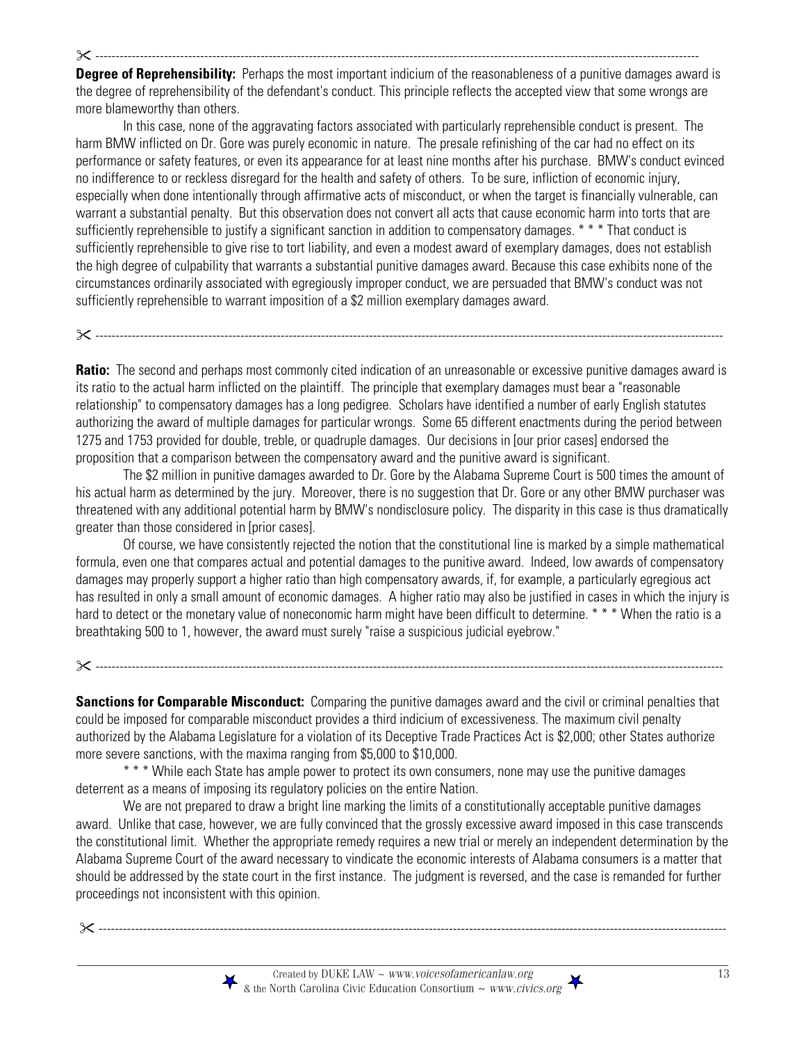**Degree of Reprehensibility:** Perhaps the most important indicium of the reasonableness of a punitive damages award is the degree of reprehensibility of the defendant's conduct. This principle reflects the accepted view that some wrongs are more blameworthy than others.

In this case, none of the aggravating factors associated with particularly reprehensible conduct is present. The harm BMW inflicted on Dr. Gore was purely economic in nature. The presale refinishing of the car had no effect on its performance or safety features, or even its appearance for at least nine months after his purchase. BMW's conduct evinced no indifference to or reckless disregard for the health and safety of others. To be sure, infliction of economic injury, especially when done intentionally through affirmative acts of misconduct, or when the target is financially vulnerable, can warrant a substantial penalty. But this observation does not convert all acts that cause economic harm into torts that are sufficiently reprehensible to justify a significant sanction in addition to compensatory damages. * * * That conduct is sufficiently reprehensible to give rise to tort liability, and even a modest award of exemplary damages, does not establish the high degree of culpability that warrants a substantial punitive damages award. Because this case exhibits none of the circumstances ordinarily associated with egregiously improper conduct, we are persuaded that BMW's conduct was not sufficiently reprehensible to warrant imposition of a $2 million exemplary damages award.

---

**Ratio:** The second and perhaps most commonly cited indication of an unreasonable or excessive punitive damages award is its ratio to the actual harm inflicted on the plaintiff. The principle that exemplary damages must bear a "reasonable relationship" to compensatory damages has a long pedigree. Scholars have identified a number of early English statutes authorizing the award of multiple damages for particular wrongs. Some 65 different enactments during the period between 1275 and 1753 provided for double, treble, or quadruple damages. Our decisions in [our prior cases] endorsed the proposition that a comparison between the compensatory award and the punitive award is significant.

The $2 million in punitive damages awarded to Dr. Gore by the Alabama Supreme Court is 500 times the amount of his actual harm as determined by the jury. Moreover, there is no suggestion that Dr. Gore or any other BMW purchaser was threatened with any additional potential harm by BMW's nondisclosure policy. The disparity in this case is thus dramatically greater than those considered in [prior cases].

Of course, we have consistently rejected the notion that the constitutional line is marked by a simple mathematical formula, even one that compares actual and potential damages to the punitive award. Indeed, low awards of compensatory damages may properly support a higher ratio than high compensatory awards, if, for example, a particularly egregious act has resulted in only a small amount of economic damages. A higher ratio may also be justified in cases in which the injury is hard to detect or the monetary value of noneconomic harm might have been difficult to determine. * * * When the ratio is a breathtaking 500 to 1, however, the award must surely "raise a suspicious judicial eyebrow."

---

**Sanctions for Comparable Misconduct:** Comparing the punitive damages award and the civil or criminal penalties that could be imposed for comparable misconduct provides a third indicium of excessiveness. The maximum civil penalty authorized by the Alabama Legislature for a violation of its Deceptive Trade Practices Act is $2,000; other States authorize more severe sanctions, with the maxima ranging from $5,000 to $10,000.

* * * While each State has ample power to protect its own consumers, none may use the punitive damages deterrent as a means of imposing its regulatory policies on the entire Nation.

We are not prepared to draw a bright line marking the limits of a constitutionally acceptable punitive damages award. Unlike that case, however, we are fully convinced that the grossly excessive award imposed in this case transcends the constitutional limit. Whether the appropriate remedy requires a new trial or merely an independent determination by the Alabama Supreme Court of the award necessary to vindicate the economic interests of Alabama consumers is a matter that should be addressed by the state court in the first instance. The judgment is reversed, and the case is remanded for further proceedings not inconsistent with this opinion.

---

Created by DUKE LAW ~ *www.voicesofamericanlaw.org*
& the North Carolina Civic Education Consortium ~ *www.civics.org*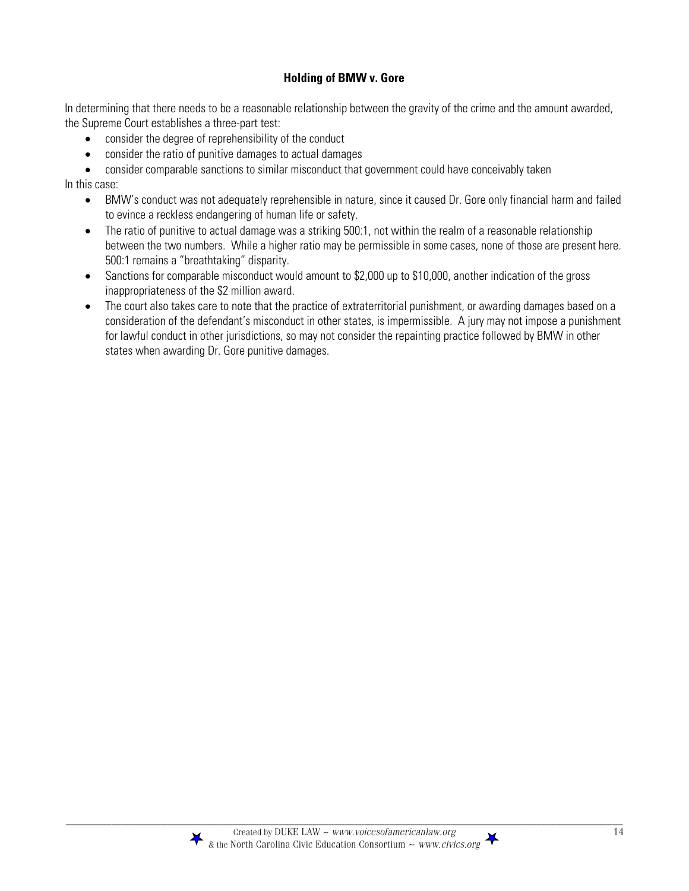### **Holding of BMW v. Gore**

In determining that there needs to be a reasonable relationship between the gravity of the crime and the amount awarded, the Supreme Court establishes a three-part test:

- consider the degree of reprehensibility of the conduct
- consider the ratio of punitive damages to actual damages
- consider comparable sanctions to similar misconduct that government could have conceivably taken

In this case:

- BMW's conduct was not adequately reprehensible in nature, since it caused Dr. Gore only financial harm and failed to evince a reckless endangering of human life or safety.
- The ratio of punitive to actual damage was a striking 500:1, not within the realm of a reasonable relationship between the two numbers. While a higher ratio may be permissible in some cases, none of those are present here. 500:1 remains a "breathtaking" disparity.
- Sanctions for comparable misconduct would amount to $2,000 up to $10,000, another indication of the gross inappropriateness of the $2 million award.
- The court also takes care to note that the practice of extraterritorial punishment, or awarding damages based on a consideration of the defendant's misconduct in other states, is impermissible. A jury may not impose a punishment for lawful conduct in other jurisdictions, so may not consider the repainting practice followed by BMW in other states when awarding Dr. Gore punitive damages.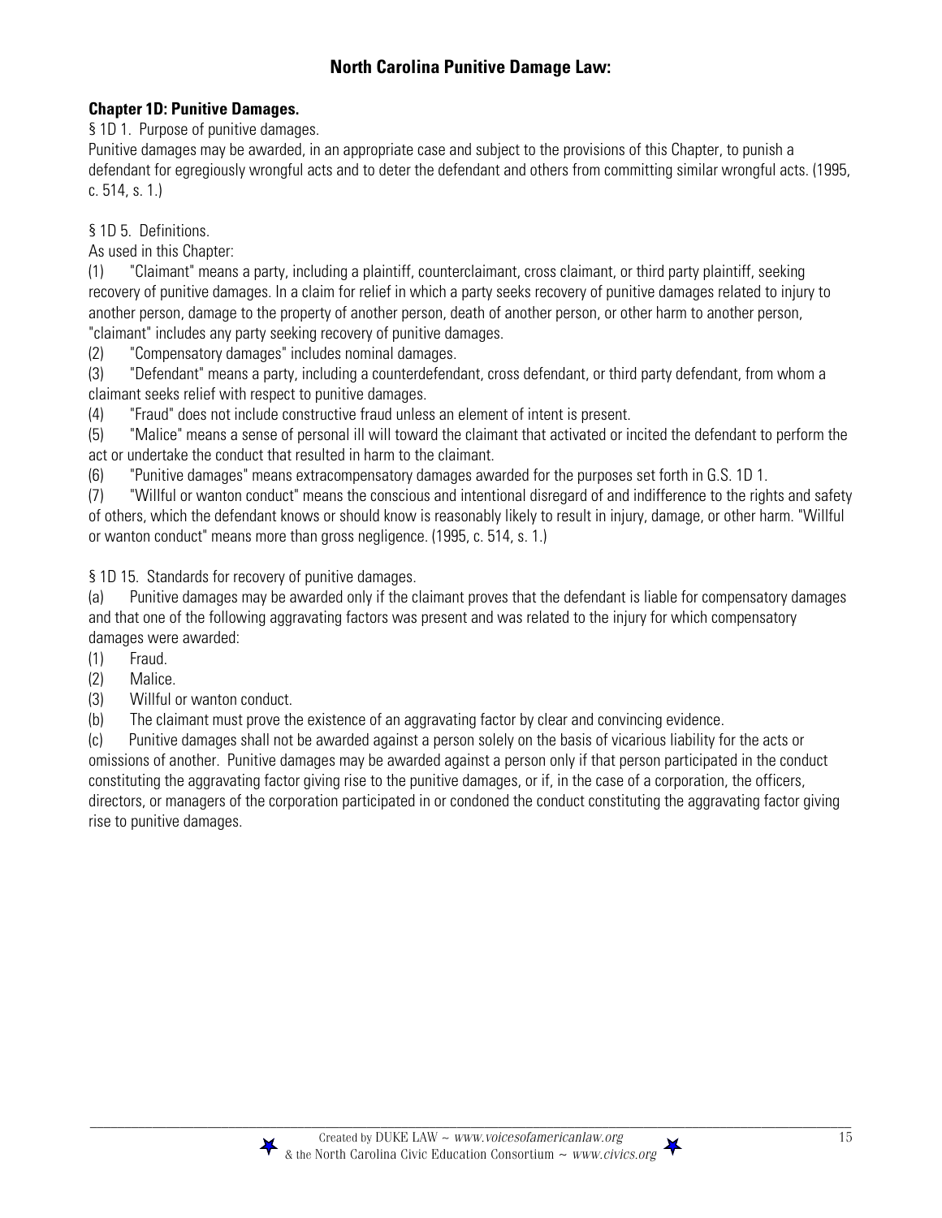## North Carolina Punitive Damage Law:

**Chapter 1D: Punitive Damages.**

§ 1D 1. Purpose of punitive damages.

Punitive damages may be awarded, in an appropriate case and subject to the provisions of this Chapter, to punish a defendant for egregiously wrongful acts and to deter the defendant and others from committing similar wrongful acts. (1995, c. 514, s. 1.)

§ 1D 5. Definitions.

As used in this Chapter:

(1) "Claimant" means a party, including a plaintiff, counterclaimant, cross claimant, or third party plaintiff, seeking recovery of punitive damages. In a claim for relief in which a party seeks recovery of punitive damages related to injury to another person, damage to the property of another person, death of another person, or other harm to another person, "claimant" includes any party seeking recovery of punitive damages.

(2) "Compensatory damages" includes nominal damages.

(3) "Defendant" means a party, including a counterdefendant, cross defendant, or third party defendant, from whom a claimant seeks relief with respect to punitive damages.

(4) "Fraud" does not include constructive fraud unless an element of intent is present.

(5) "Malice" means a sense of personal ill will toward the claimant that activated or incited the defendant to perform the act or undertake the conduct that resulted in harm to the claimant.

(6) "Punitive damages" means extracompensatory damages awarded for the purposes set forth in G.S. 1D 1.

(7) "Willful or wanton conduct" means the conscious and intentional disregard of and indifference to the rights and safety of others, which the defendant knows or should know is reasonably likely to result in injury, damage, or other harm. "Willful or wanton conduct" means more than gross negligence. (1995, c. 514, s. 1.)

§ 1D 15. Standards for recovery of punitive damages.

(a) Punitive damages may be awarded only if the claimant proves that the defendant is liable for compensatory damages and that one of the following aggravating factors was present and was related to the injury for which compensatory damages were awarded:

(1) Fraud.

(2) Malice.

(3) Willful or wanton conduct.

(b) The claimant must prove the existence of an aggravating factor by clear and convincing evidence.

(c) Punitive damages shall not be awarded against a person solely on the basis of vicarious liability for the acts or omissions of another. Punitive damages may be awarded against a person only if that person participated in the conduct constituting the aggravating factor giving rise to the punitive damages, or if, in the case of a corporation, the officers, directors, or managers of the corporation participated in or condoned the conduct constituting the aggravating factor giving rise to punitive damages.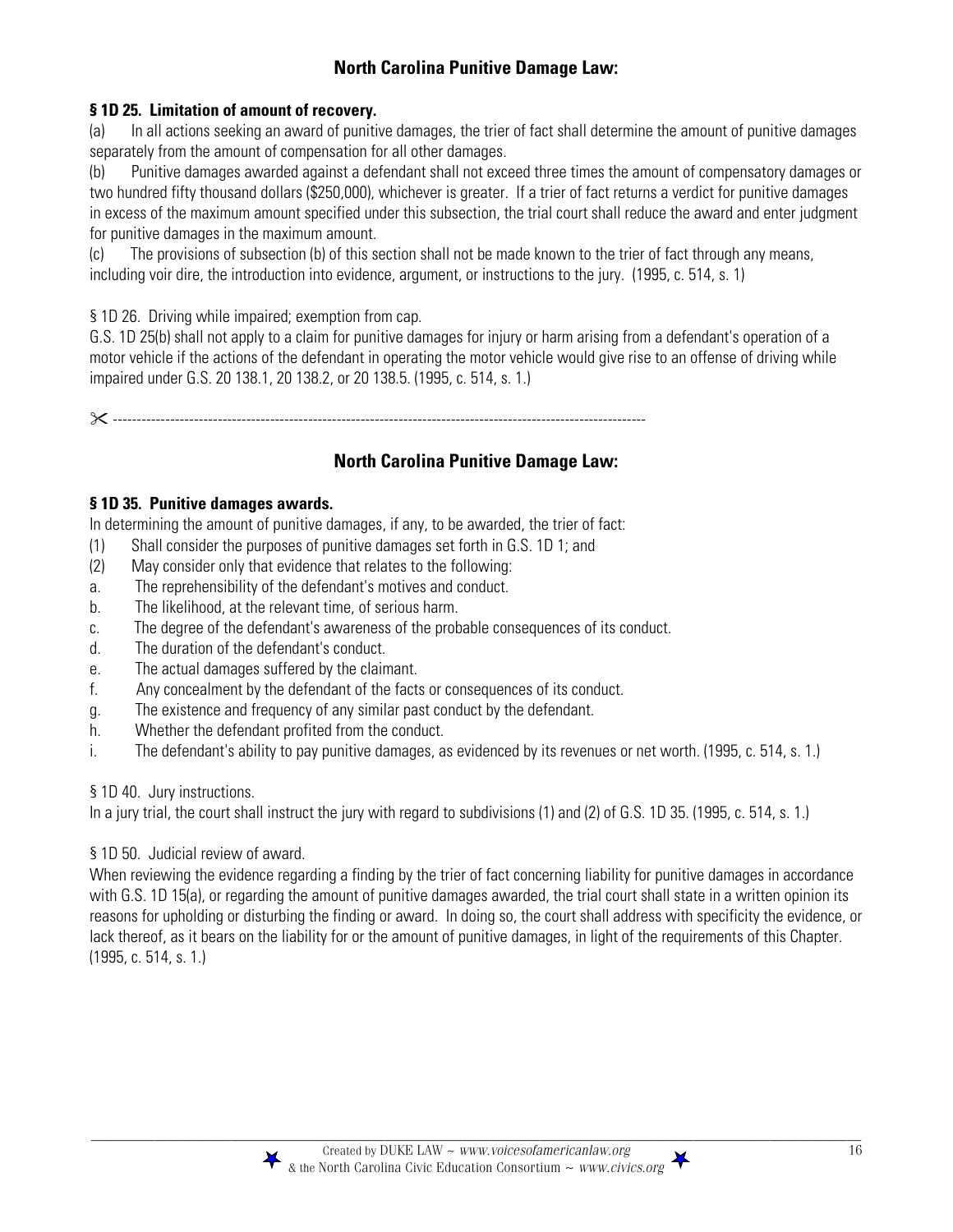## North Carolina Punitive Damage Law:

**§ 1D 25. Limitation of amount of recovery.**

(a) In all actions seeking an award of punitive damages, the trier of fact shall determine the amount of punitive damages separately from the amount of compensation for all other damages.

(b) Punitive damages awarded against a defendant shall not exceed three times the amount of compensatory damages or two hundred fifty thousand dollars ($250,000), whichever is greater. If a trier of fact returns a verdict for punitive damages in excess of the maximum amount specified under this subsection, the trial court shall reduce the award and enter judgment for punitive damages in the maximum amount.

(c) The provisions of subsection (b) of this section shall not be made known to the trier of fact through any means, including voir dire, the introduction into evidence, argument, or instructions to the jury. (1995, c. 514, s. 1)

§ 1D 26. Driving while impaired; exemption from cap.

G.S. 1D 25(b) shall not apply to a claim for punitive damages for injury or harm arising from a defendant's operation of a motor vehicle if the actions of the defendant in operating the motor vehicle would give rise to an offense of driving while impaired under G.S. 20 138.1, 20 138.2, or 20 138.5. (1995, c. 514, s. 1.)

✂ ---------------------------------------------------------------------------------------------------------------

## North Carolina Punitive Damage Law:

**§ 1D 35. Punitive damages awards.**

In determining the amount of punitive damages, if any, to be awarded, the trier of fact:

(1) Shall consider the purposes of punitive damages set forth in G.S. 1D 1; and

(2) May consider only that evidence that relates to the following:

a. The reprehensibility of the defendant's motives and conduct.

b. The likelihood, at the relevant time, of serious harm.

c. The degree of the defendant's awareness of the probable consequences of its conduct.

d. The duration of the defendant's conduct.

e. The actual damages suffered by the claimant.

f. Any concealment by the defendant of the facts or consequences of its conduct.

g. The existence and frequency of any similar past conduct by the defendant.

h. Whether the defendant profited from the conduct.

i. The defendant's ability to pay punitive damages, as evidenced by its revenues or net worth. (1995, c. 514, s. 1.)

§ 1D 40. Jury instructions.

In a jury trial, the court shall instruct the jury with regard to subdivisions (1) and (2) of G.S. 1D 35. (1995, c. 514, s. 1.)

§ 1D 50. Judicial review of award.

When reviewing the evidence regarding a finding by the trier of fact concerning liability for punitive damages in accordance with G.S. 1D 15(a), or regarding the amount of punitive damages awarded, the trial court shall state in a written opinion its reasons for upholding or disturbing the finding or award. In doing so, the court shall address with specificity the evidence, or lack thereof, as it bears on the liability for or the amount of punitive damages, in light of the requirements of this Chapter. (1995, c. 514, s. 1.)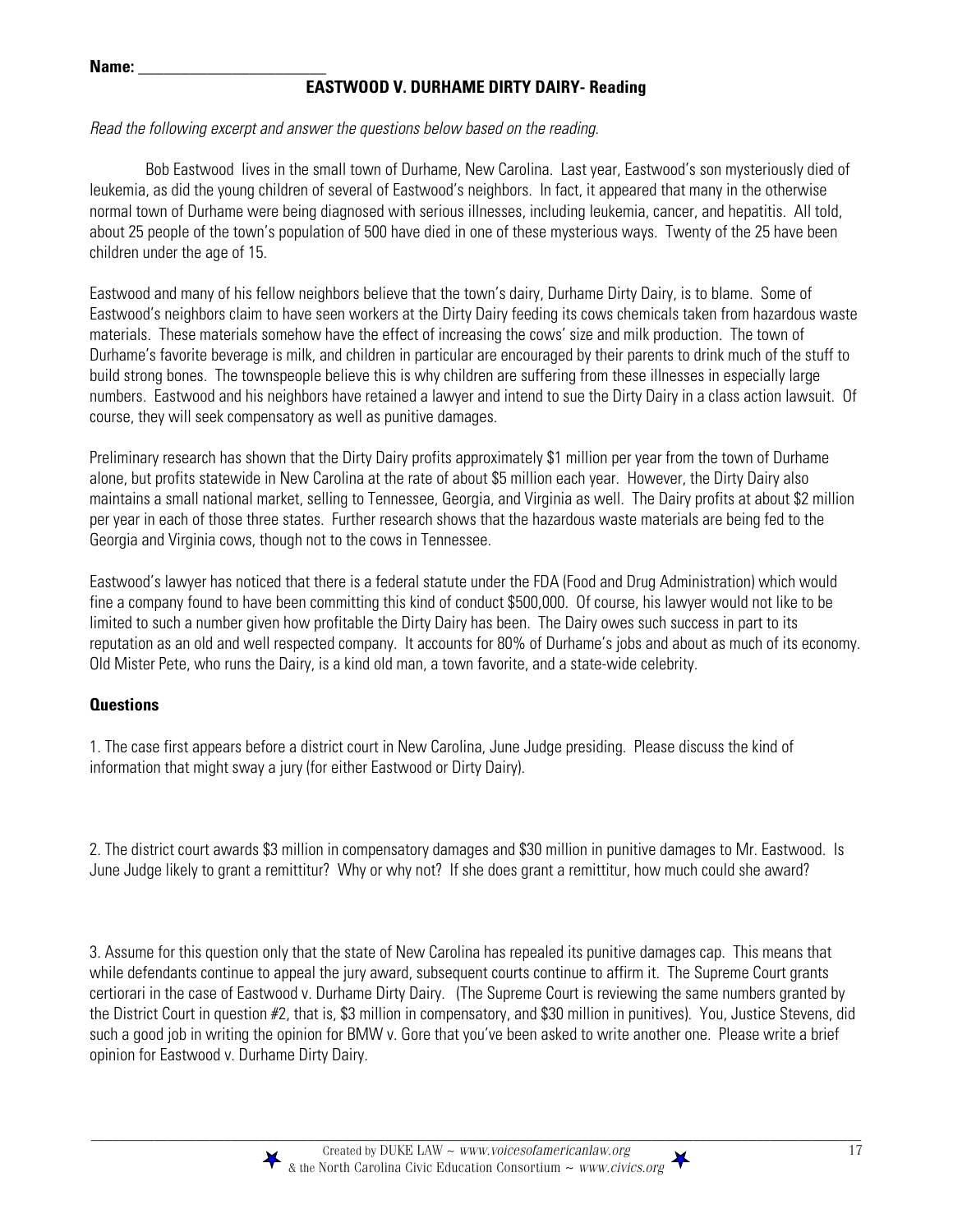**Name: ________________________**

## EASTWOOD V. DURHAME DIRTY DAIRY- Reading

*Read the following excerpt and answer the questions below based on the reading.*

Bob Eastwood lives in the small town of Durhame, New Carolina. Last year, Eastwood's son mysteriously died of leukemia, as did the young children of several of Eastwood's neighbors. In fact, it appeared that many in the otherwise normal town of Durhame were being diagnosed with serious illnesses, including leukemia, cancer, and hepatitis. All told, about 25 people of the town's population of 500 have died in one of these mysterious ways. Twenty of the 25 have been children under the age of 15.

Eastwood and many of his fellow neighbors believe that the town's dairy, Durhame Dirty Dairy, is to blame. Some of Eastwood's neighbors claim to have seen workers at the Dirty Dairy feeding its cows chemicals taken from hazardous waste materials. These materials somehow have the effect of increasing the cows' size and milk production. The town of Durhame's favorite beverage is milk, and children in particular are encouraged by their parents to drink much of the stuff to build strong bones. The townspeople believe this is why children are suffering from these illnesses in especially large numbers. Eastwood and his neighbors have retained a lawyer and intend to sue the Dirty Dairy in a class action lawsuit. Of course, they will seek compensatory as well as punitive damages.

Preliminary research has shown that the Dirty Dairy profits approximately $1 million per year from the town of Durhame alone, but profits statewide in New Carolina at the rate of about $5 million each year. However, the Dirty Dairy also maintains a small national market, selling to Tennessee, Georgia, and Virginia as well. The Dairy profits at about $2 million per year in each of those three states. Further research shows that the hazardous waste materials are being fed to the Georgia and Virginia cows, though not to the cows in Tennessee.

Eastwood's lawyer has noticed that there is a federal statute under the FDA (Food and Drug Administration) which would fine a company found to have been committing this kind of conduct $500,000. Of course, his lawyer would not like to be limited to such a number given how profitable the Dirty Dairy has been. The Dairy owes such success in part to its reputation as an old and well respected company. It accounts for 80% of Durhame's jobs and about as much of its economy. Old Mister Pete, who runs the Dairy, is a kind old man, a town favorite, and a state-wide celebrity.

**Questions**

1. The case first appears before a district court in New Carolina, June Judge presiding. Please discuss the kind of information that might sway a jury (for either Eastwood or Dirty Dairy).

2. The district court awards $3 million in compensatory damages and $30 million in punitive damages to Mr. Eastwood. Is June Judge likely to grant a remittitur? Why or why not? If she does grant a remittitur, how much could she award?

3. Assume for this question only that the state of New Carolina has repealed its punitive damages cap. This means that while defendants continue to appeal the jury award, subsequent courts continue to affirm it. The Supreme Court grants certiorari in the case of Eastwood v. Durhame Dirty Dairy. (The Supreme Court is reviewing the same numbers granted by the District Court in question #2, that is, $3 million in compensatory, and $30 million in punitives). You, Justice Stevens, did such a good job in writing the opinion for BMW v. Gore that you've been asked to write another one. Please write a brief opinion for Eastwood v. Durhame Dirty Dairy.